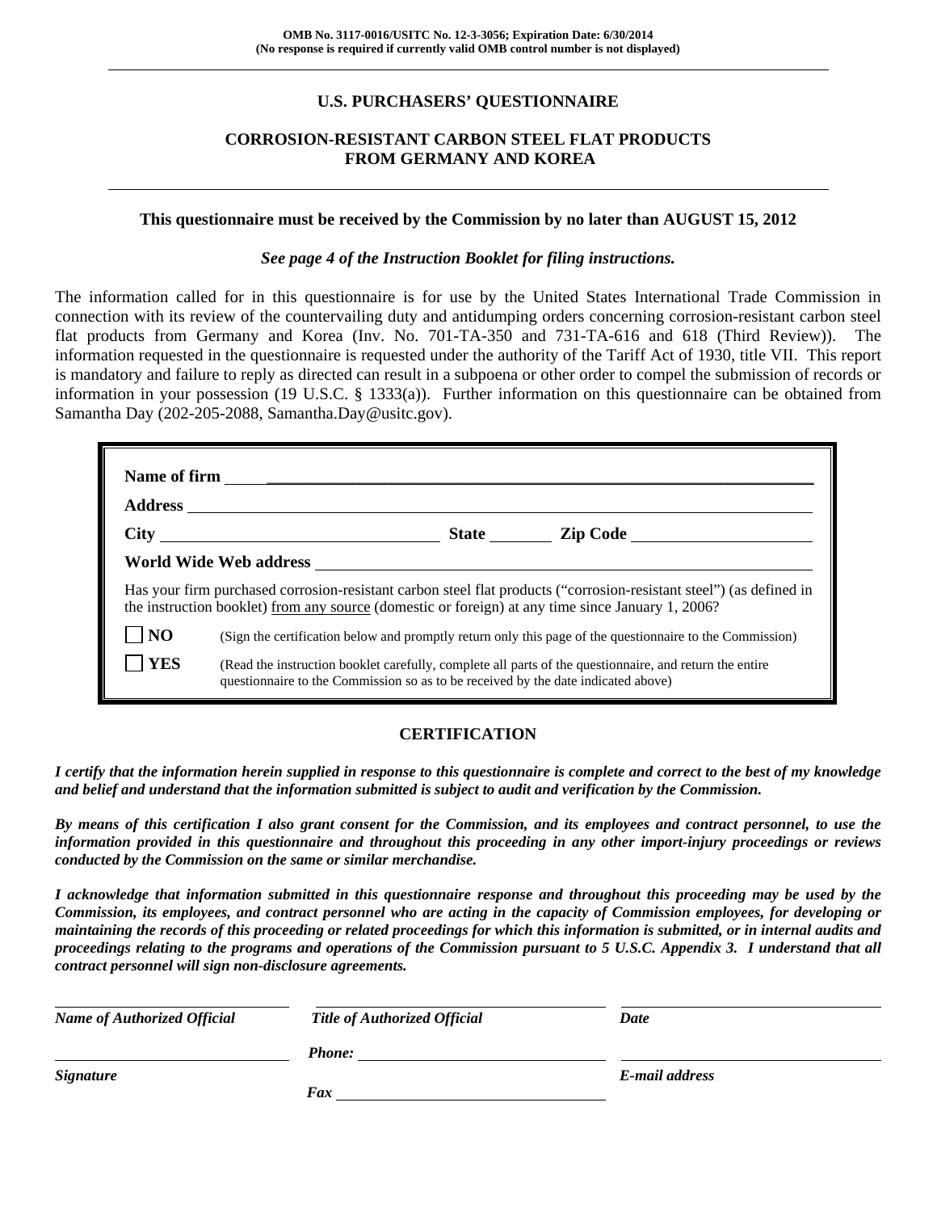**OMB No. 3117-0016/USITC No. 12-3-3056; Expiration Date: 6/30/2014**
**(No response is required if currently valid OMB control number is not displayed)**

## U.S. PURCHASERS' QUESTIONNAIRE

## CORROSION-RESISTANT CARBON STEEL FLAT PRODUCTS FROM GERMANY AND KOREA

**This questionnaire must be received by the Commission by no later than AUGUST 15, 2012**

***See page 4 of the Instruction Booklet for filing instructions.***

The information called for in this questionnaire is for use by the United States International Trade Commission in connection with its review of the countervailing duty and antidumping orders concerning corrosion-resistant carbon steel flat products from Germany and Korea (Inv. No. 701-TA-350 and 731-TA-616 and 618 (Third Review)). The information requested in the questionnaire is requested under the authority of the Tariff Act of 1930, title VII. This report is mandatory and failure to reply as directed can result in a subpoena or other order to compel the submission of records or information in your possession (19 U.S.C. § 1333(a)). Further information on this questionnaire can be obtained from Samantha Day (202-205-2088, Samantha.Day@usitc.gov).

**Name of firm** ______________________________

**Address** ______________________________

**City** ______________ **State** ________ **Zip Code** ______________

**World Wide Web address** ______________________________

Has your firm purchased corrosion-resistant carbon steel flat products ("corrosion-resistant steel") (as defined in the instruction booklet) from any source (domestic or foreign) at any time since January 1, 2006?

☐ **NO** (Sign the certification below and promptly return only this page of the questionnaire to the Commission)

☐ **YES** (Read the instruction booklet carefully, complete all parts of the questionnaire, and return the entire questionnaire to the Commission so as to be received by the date indicated above)

## CERTIFICATION

***I certify that the information herein supplied in response to this questionnaire is complete and correct to the best of my knowledge and belief and understand that the information submitted is subject to audit and verification by the Commission.***

***By means of this certification I also grant consent for the Commission, and its employees and contract personnel, to use the information provided in this questionnaire and throughout this proceeding in any other import-injury proceedings or reviews conducted by the Commission on the same or similar merchandise.***

***I acknowledge that information submitted in this questionnaire response and throughout this proceeding may be used by the Commission, its employees, and contract personnel who are acting in the capacity of Commission employees, for developing or maintaining the records of this proceeding or related proceedings for which this information is submitted, or in internal audits and proceedings relating to the programs and operations of the Commission pursuant to 5 U.S.C. Appendix 3. I understand that all contract personnel will sign non-disclosure agreements.***

| ___________________ | ___________________ | ___________________ |
|---|---|---|
| ***Name of Authorized Official*** | ***Title of Authorized Official*** | ***Date*** |
| ___________________ | ***Phone:*** ______________ | ___________________ |
| ***Signature*** | ***Fax*** ______________ | ***E-mail address*** |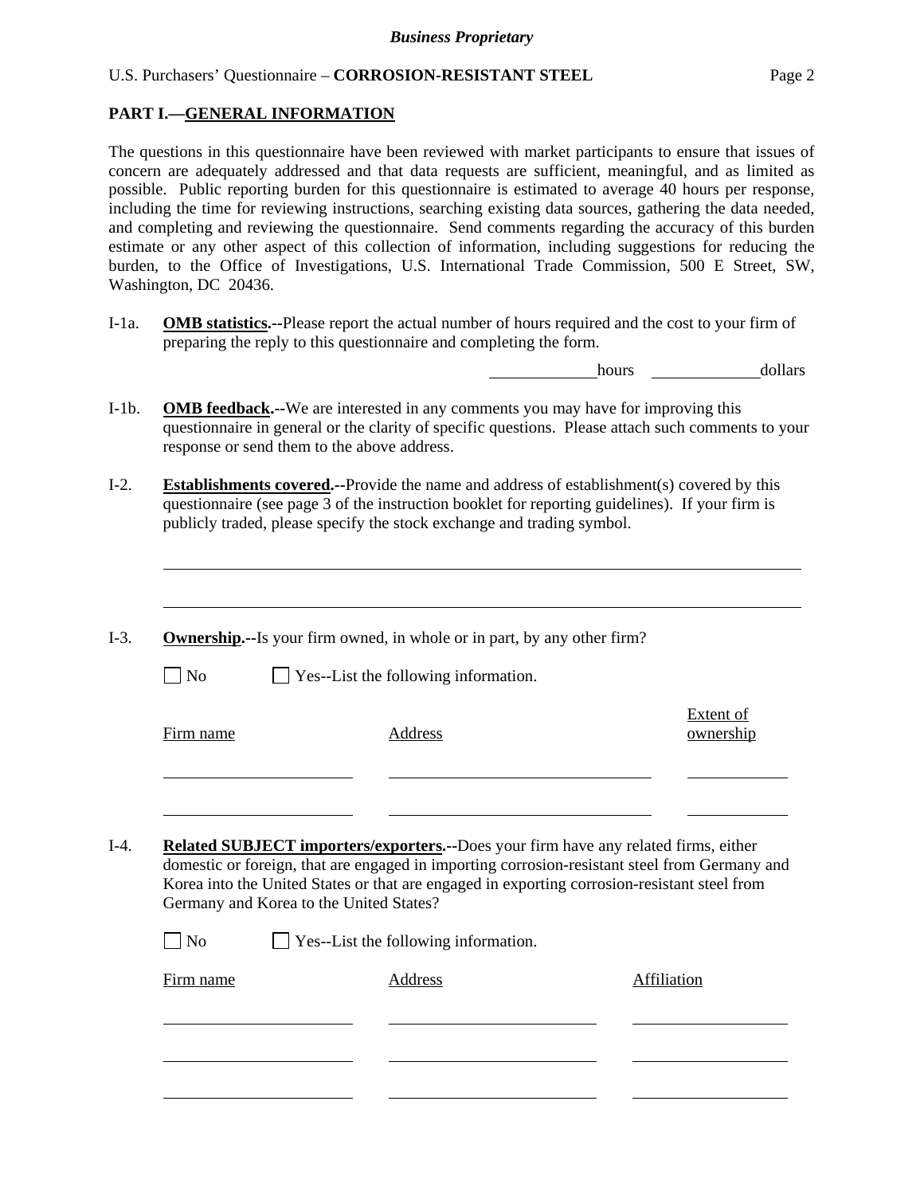## PART I.—GENERAL INFORMATION

The questions in this questionnaire have been reviewed with market participants to ensure that issues of concern are adequately addressed and that data requests are sufficient, meaningful, and as limited as possible. Public reporting burden for this questionnaire is estimated to average 40 hours per response, including the time for reviewing instructions, searching existing data sources, gathering the data needed, and completing and reviewing the questionnaire. Send comments regarding the accuracy of this burden estimate or any other aspect of this collection of information, including suggestions for reducing the burden, to the Office of Investigations, U.S. International Trade Commission, 500 E Street, SW, Washington, DC 20436.

I-1a. **OMB statistics.**--Please report the actual number of hours required and the cost to your firm of preparing the reply to this questionnaire and completing the form.

\_\_\_\_\_\_\_\_\_\_ hours \_\_\_\_\_\_\_\_\_\_ dollars

I-1b. **OMB feedback.**--We are interested in any comments you may have for improving this questionnaire in general or the clarity of specific questions. Please attach such comments to your response or send them to the above address.

I-2. **Establishments covered.**--Provide the name and address of establishment(s) covered by this questionnaire (see page 3 of the instruction booklet for reporting guidelines). If your firm is publicly traded, please specify the stock exchange and trading symbol.

\_\_\_\_\_\_\_\_\_\_\_\_\_\_\_\_\_\_\_\_\_\_\_\_\_\_\_\_\_\_\_\_\_\_\_\_\_\_\_\_

\_\_\_\_\_\_\_\_\_\_\_\_\_\_\_\_\_\_\_\_\_\_\_\_\_\_\_\_\_\_\_\_\_\_\_\_\_\_\_\_

I-3. **Ownership.**--Is your firm owned, in whole or in part, by any other firm?

☐ No ☐ Yes--List the following information.

| Firm name | Address | Extent of ownership |
|---|---|---|
| | | |
| | | |

I-4. **Related SUBJECT importers/exporters.**--Does your firm have any related firms, either domestic or foreign, that are engaged in importing corrosion-resistant steel from Germany and Korea into the United States or that are engaged in exporting corrosion-resistant steel from Germany and Korea to the United States?

☐ No ☐ Yes--List the following information.

| Firm name | Address | Affiliation |
|---|---|---|
| | | |
| | | |
| | | |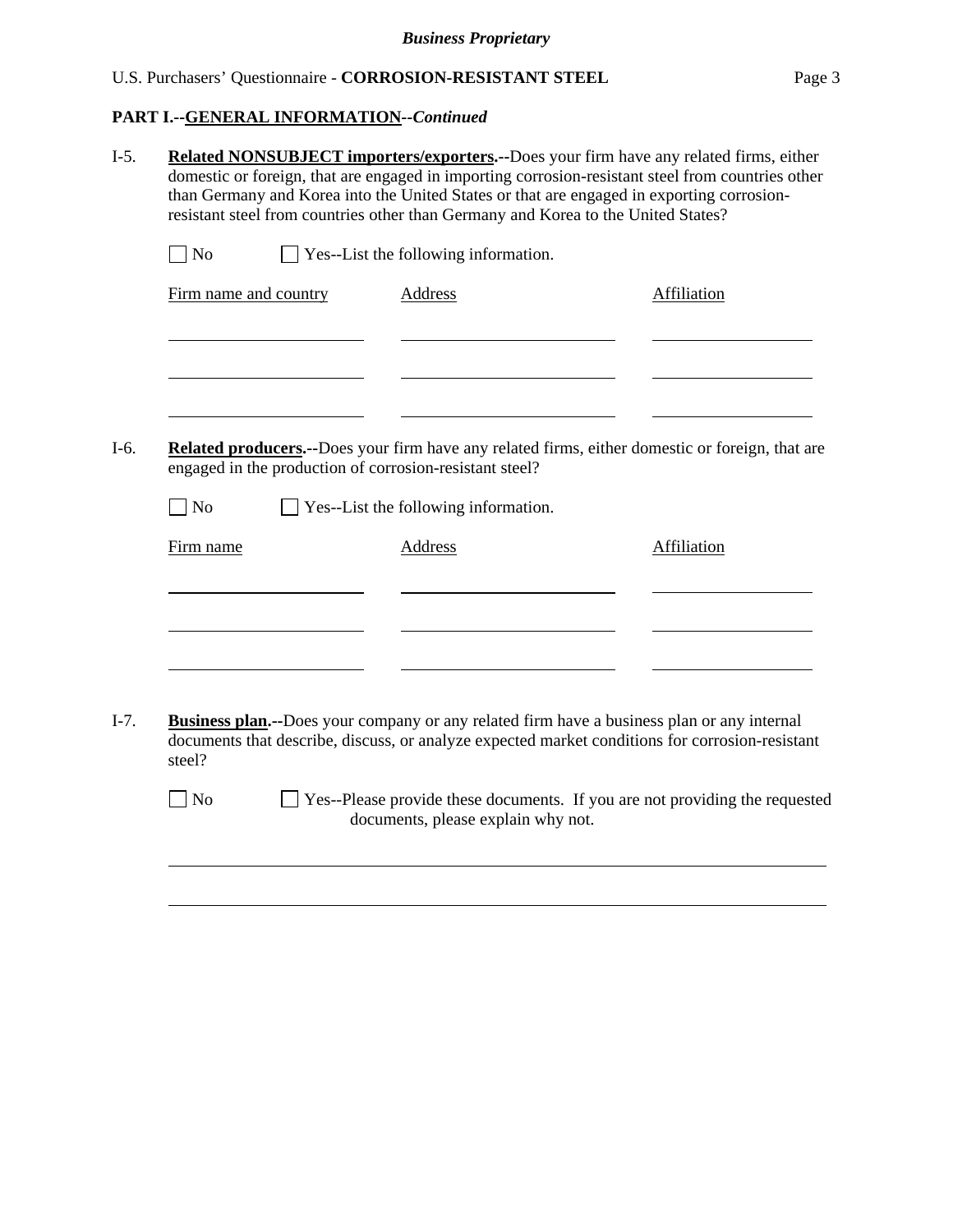**PART I.--GENERAL INFORMATION--*Continued***

I-5. **Related NONSUBJECT importers/exporters.--**Does your firm have any related firms, either domestic or foreign, that are engaged in importing corrosion-resistant steel from countries other than Germany and Korea into the United States or that are engaged in exporting corrosion-resistant steel from countries other than Germany and Korea to the United States?

☐ No ☐ Yes--List the following information.

| Firm name and country | Address | Affiliation |
|---|---|---|
| | | |
| | | |
| | | |

I-6. **Related producers.--**Does your firm have any related firms, either domestic or foreign, that are engaged in the production of corrosion-resistant steel?

☐ No ☐ Yes--List the following information.

| Firm name | Address | Affiliation |
|---|---|---|
| | | |
| | | |
| | | |

I-7. **Business plan.--**Does your company or any related firm have a business plan or any internal documents that describe, discuss, or analyze expected market conditions for corrosion-resistant steel?

☐ No ☐ Yes--Please provide these documents. If you are not providing the requested documents, please explain why not.

_______________________________________________________________________________

_______________________________________________________________________________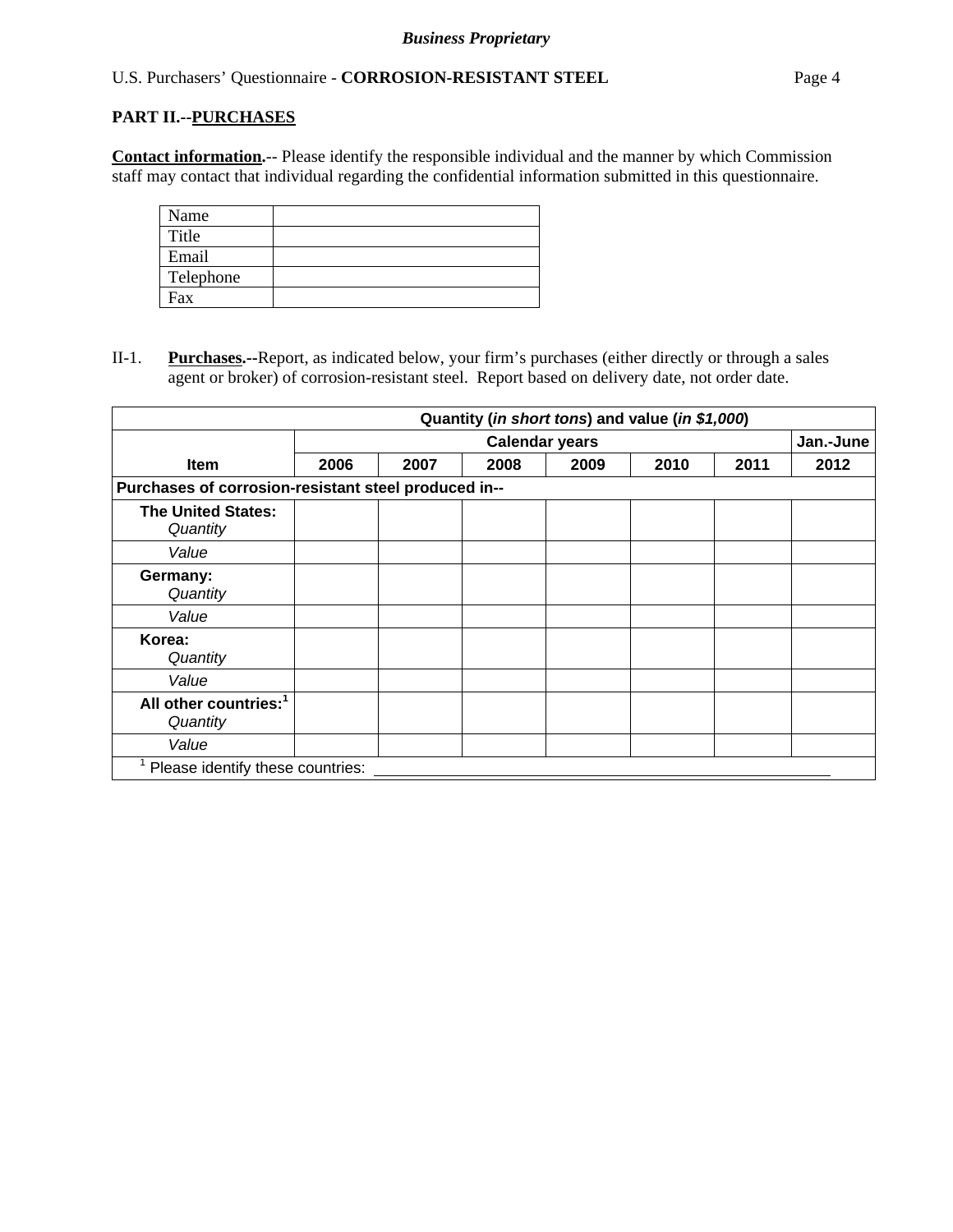## PART II.--PURCHASES

**Contact information.**-- Please identify the responsible individual and the manner by which Commission staff may contact that individual regarding the confidential information submitted in this questionnaire.

| Name | |
|---|---|
| Title | |
| Email | |
| Telephone | |
| Fax | |

II-1. **Purchases.**--Report, as indicated below, your firm's purchases (either directly or through a sales agent or broker) of corrosion-resistant steel. Report based on delivery date, not order date.

| | Quantity (*in short tons*) and value (*in $1,000*) | | | | | | |
|---|---|---|---|---|---|---|---|
| | Calendar years | | | | | | Jan.-June |
| **Item** | **2006** | **2007** | **2008** | **2009** | **2010** | **2011** | **2012** |
| **Purchases of corrosion-resistant steel produced in--** | | | | | | | |
| **The United States:** *Quantity* | | | | | | | |
| *Value* | | | | | | | |
| **Germany:** *Quantity* | | | | | | | |
| *Value* | | | | | | | |
| **Korea:** *Quantity* | | | | | | | |
| *Value* | | | | | | | |
| **All other countries:**[1] *Quantity* | | | | | | | |
| *Value* | | | | | | | |

[1] Please identify these countries: \_\_\_\_\_\_\_\_\_\_\_\_\_\_\_\_\_\_\_\_\_\_\_\_\_\_\_\_\_\_\_\_\_\_\_\_\_\_\_\_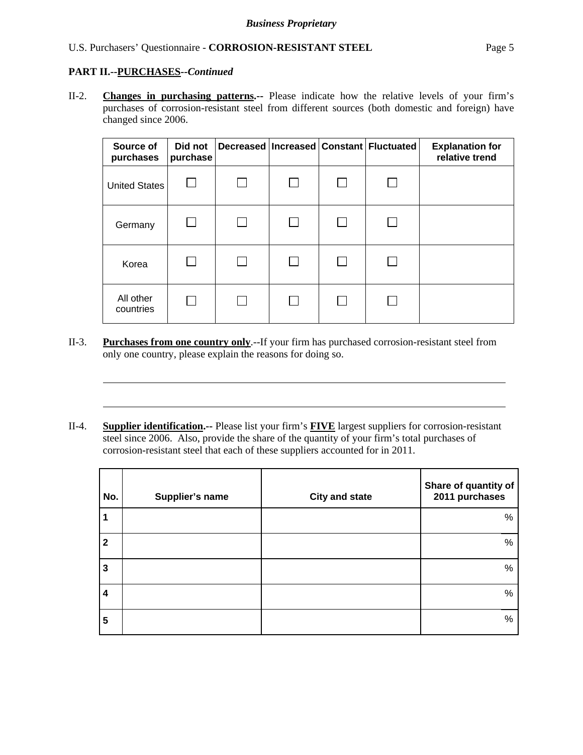**PART II.--PURCHASES--*Continued***

II-2. **Changes in purchasing patterns.--** Please indicate how the relative levels of your firm's purchases of corrosion-resistant steel from different sources (both domestic and foreign) have changed since 2006.

| Source of purchases | Did not purchase | Decreased | Increased | Constant | Fluctuated | Explanation for relative trend |
|---|---|---|---|---|---|---|
| United States | ☐ | ☐ | ☐ | ☐ | ☐ | |
| Germany | ☐ | ☐ | ☐ | ☐ | ☐ | |
| Korea | ☐ | ☐ | ☐ | ☐ | ☐ | |
| All other countries | ☐ | ☐ | ☐ | ☐ | ☐ | |

II-3. **Purchases from one country only**.--If your firm has purchased corrosion-resistant steel from only one country, please explain the reasons for doing so.

______________________________________________________________________________

______________________________________________________________________________

II-4. **Supplier identification.--** Please list your firm's **FIVE** largest suppliers for corrosion-resistant steel since 2006. Also, provide the share of the quantity of your firm's total purchases of corrosion-resistant steel that each of these suppliers accounted for in 2011.

| No. | Supplier's name | City and state | Share of quantity of 2011 purchases |
|---|---|---|---|
| 1 | | | % |
| 2 | | | % |
| 3 | | | % |
| 4 | | | % |
| 5 | | | % |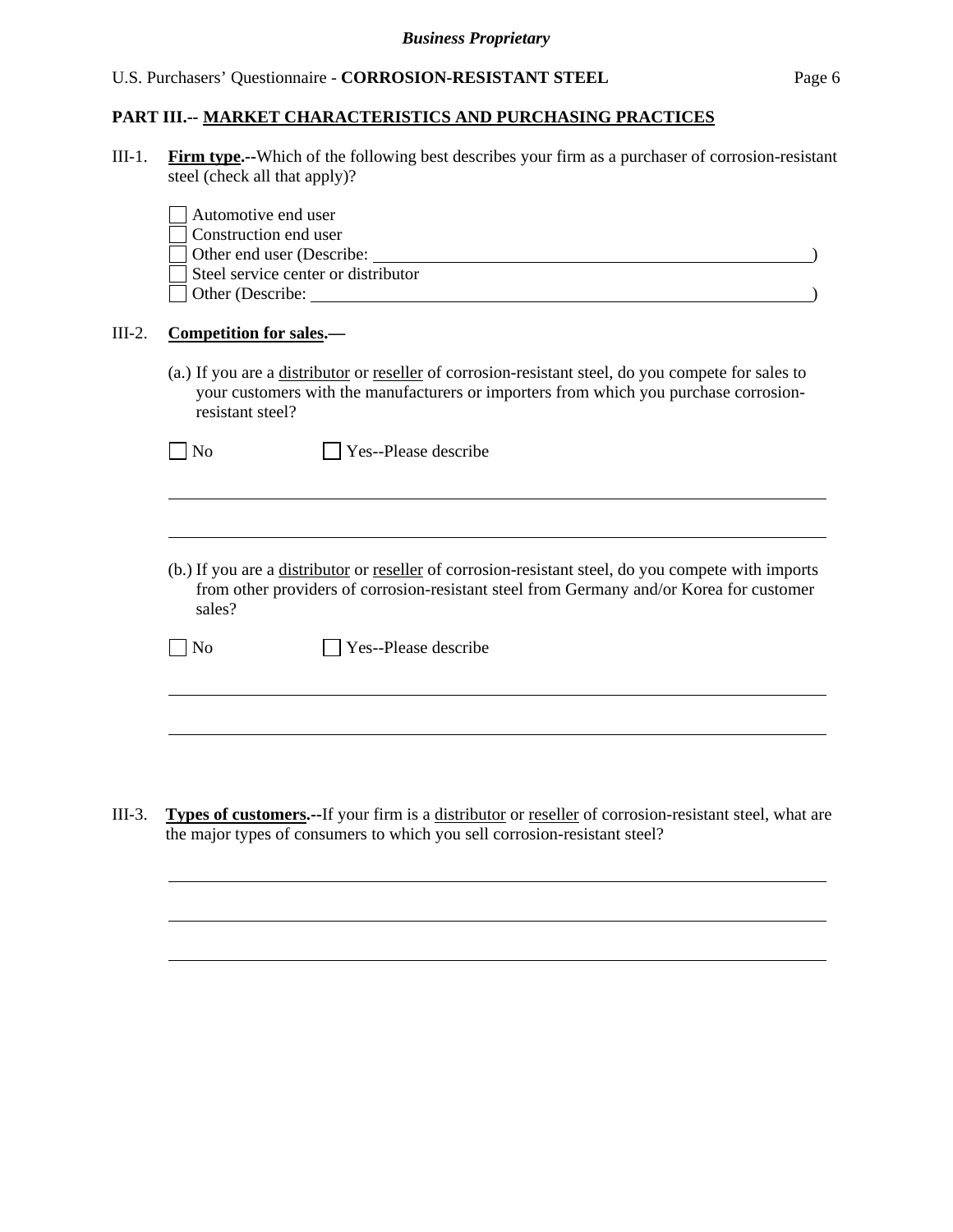## PART III.-- MARKET CHARACTERISTICS AND PURCHASING PRACTICES

III-1. **Firm type.**--Which of the following best describes your firm as a purchaser of corrosion-resistant steel (check all that apply)?

- ☐ Automotive end user
- ☐ Construction end user
- ☐ Other end user (Describe: _______________________________________________)
- ☐ Steel service center or distributor
- ☐ Other (Describe: _______________________________________________________)

III-2. **Competition for sales.**—

(a.) If you are a distributor or reseller of corrosion-resistant steel, do you compete for sales to your customers with the manufacturers or importers from which you purchase corrosion-resistant steel?

☐ No ☐ Yes--Please describe

_______________________________________________________________________________

_______________________________________________________________________________

(b.) If you are a distributor or reseller of corrosion-resistant steel, do you compete with imports from other providers of corrosion-resistant steel from Germany and/or Korea for customer sales?

☐ No ☐ Yes--Please describe

_______________________________________________________________________________

_______________________________________________________________________________

III-3. **Types of customers.**--If your firm is a distributor or reseller of corrosion-resistant steel, what are the major types of consumers to which you sell corrosion-resistant steel?

_______________________________________________________________________________

_______________________________________________________________________________

_______________________________________________________________________________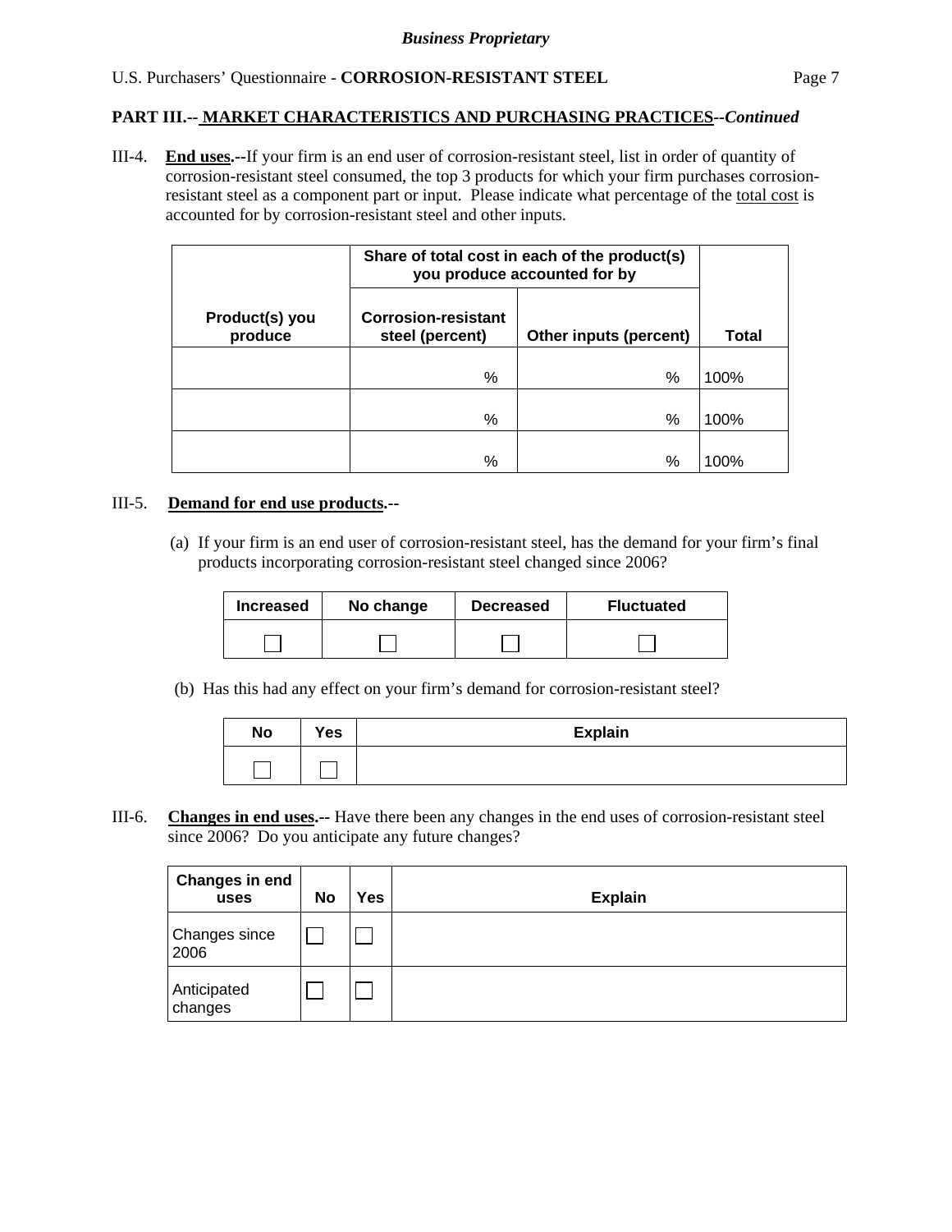**PART III.-- MARKET CHARACTERISTICS AND PURCHASING PRACTICES--*Continued***

III-4. **End uses.**--If your firm is an end user of corrosion-resistant steel, list in order of quantity of corrosion-resistant steel consumed, the top 3 products for which your firm purchases corrosion-resistant steel as a component part or input. Please indicate what percentage of the total cost is accounted for by corrosion-resistant steel and other inputs.

| Product(s) you produce | Share of total cost in each of the product(s) you produce accounted for by | | Total |
|---|---|---|---|
| | Corrosion-resistant steel (percent) | Other inputs (percent) | |
| | % | % | 100% |
| | % | % | 100% |
| | % | % | 100% |

III-5. **Demand for end use products.**--

(a) If your firm is an end user of corrosion-resistant steel, has the demand for your firm's final products incorporating corrosion-resistant steel changed since 2006?

| Increased | No change | Decreased | Fluctuated |
|---|---|---|---|
| ☐ | ☐ | ☐ | ☐ |

(b) Has this had any effect on your firm's demand for corrosion-resistant steel?

| No | Yes | Explain |
|---|---|---|
| ☐ | ☐ | |

III-6. **Changes in end uses.**-- Have there been any changes in the end uses of corrosion-resistant steel since 2006? Do you anticipate any future changes?

| Changes in end uses | No | Yes | Explain |
|---|---|---|---|
| Changes since 2006 | ☐ | ☐ | |
| Anticipated changes | ☐ | ☐ | |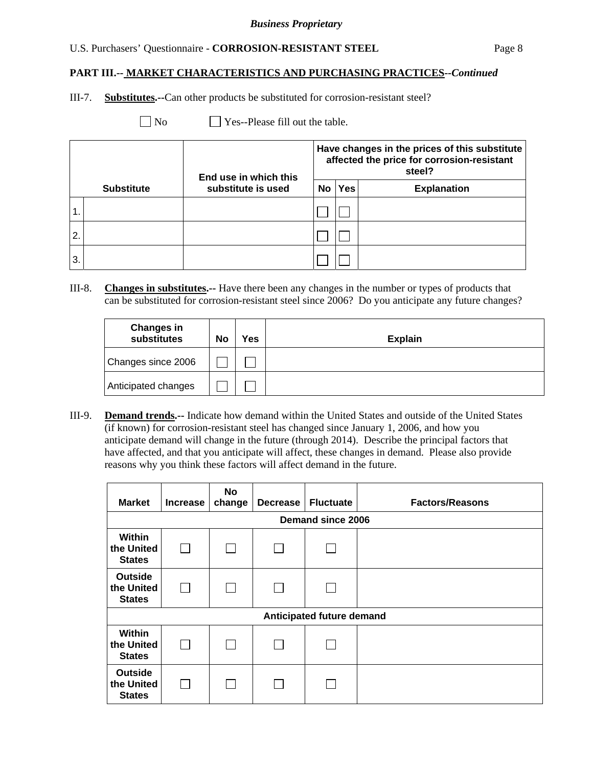**PART III.-- MARKET CHARACTERISTICS AND PURCHASING PRACTICES**--*Continued*

III-7. **Substitutes.**--Can other products be substituted for corrosion-resistant steel?

☐ No ☐ Yes--Please fill out the table.

| | Substitute | End use in which this substitute is used | Have changes in the prices of this substitute affected the price for corrosion-resistant steel? | | |
|---|---|---|---|---|---|
| | | | No | Yes | Explanation |
| 1. | | | ☐ | ☐ | |
| 2. | | | ☐ | ☐ | |
| 3. | | | ☐ | ☐ | |

III-8. **Changes in substitutes.**-- Have there been any changes in the number or types of products that can be substituted for corrosion-resistant steel since 2006? Do you anticipate any future changes?

| Changes in substitutes | No | Yes | Explain |
|---|---|---|---|
| Changes since 2006 | ☐ | ☐ | |
| Anticipated changes | ☐ | ☐ | |

III-9. **Demand trends.**-- Indicate how demand within the United States and outside of the United States (if known) for corrosion-resistant steel has changed since January 1, 2006, and how you anticipate demand will change in the future (through 2014). Describe the principal factors that have affected, and that you anticipate will affect, these changes in demand. Please also provide reasons why you think these factors will affect demand in the future.

| Market | Increase | No change | Decrease | Fluctuate | Factors/Reasons |
|---|---|---|---|---|---|
| **Demand since 2006** | | | | | |
| **Within the United States** | ☐ | ☐ | ☐ | ☐ | |
| **Outside the United States** | ☐ | ☐ | ☐ | ☐ | |
| **Anticipated future demand** | | | | | |
| **Within the United States** | ☐ | ☐ | ☐ | ☐ | |
| **Outside the United States** | ☐ | ☐ | ☐ | ☐ | |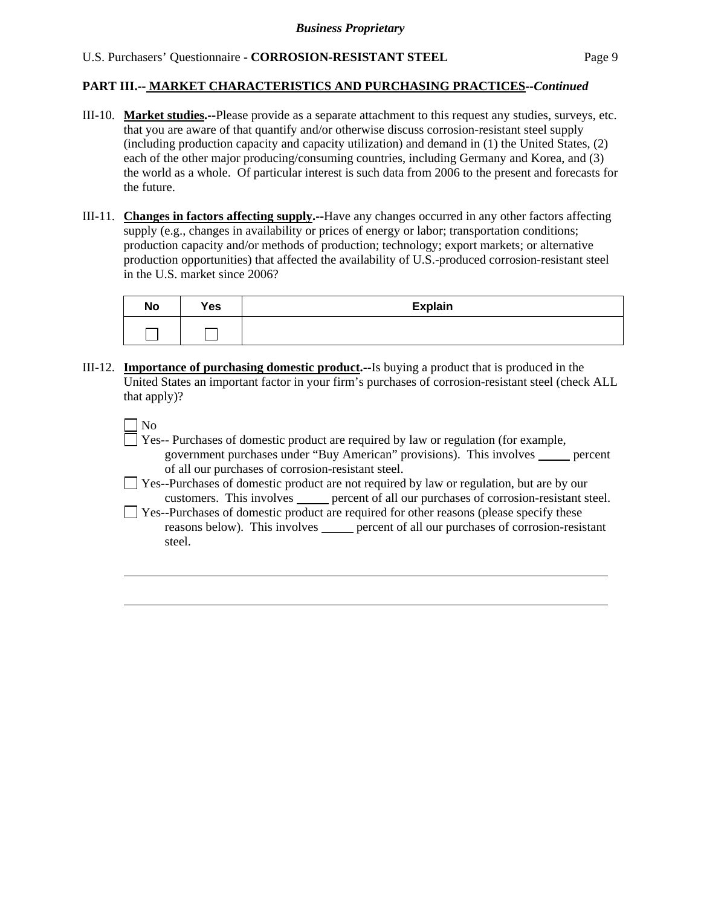**PART III.-- MARKET CHARACTERISTICS AND PURCHASING PRACTICES--*Continued***

III-10. **Market studies.--**Please provide as a separate attachment to this request any studies, surveys, etc. that you are aware of that quantify and/or otherwise discuss corrosion-resistant steel supply (including production capacity and capacity utilization) and demand in (1) the United States, (2) each of the other major producing/consuming countries, including Germany and Korea, and (3) the world as a whole. Of particular interest is such data from 2006 to the present and forecasts for the future.

III-11. **Changes in factors affecting supply.--**Have any changes occurred in any other factors affecting supply (e.g., changes in availability or prices of energy or labor; transportation conditions; production capacity and/or methods of production; technology; export markets; or alternative production opportunities) that affected the availability of U.S.-produced corrosion-resistant steel in the U.S. market since 2006?

| No | Yes | Explain |
|---|---|---|
| ☐ | ☐ | |

III-12. **Importance of purchasing domestic product.--**Is buying a product that is produced in the United States an important factor in your firm's purchases of corrosion-resistant steel (check ALL that apply)?

☐ No

☐ Yes-- Purchases of domestic product are required by law or regulation (for example, government purchases under "Buy American" provisions). This involves _____ percent of all our purchases of corrosion-resistant steel.

☐ Yes--Purchases of domestic product are not required by law or regulation, but are by our customers. This involves _____ percent of all our purchases of corrosion-resistant steel.

☐ Yes--Purchases of domestic product are required for other reasons (please specify these reasons below). This involves _____ percent of all our purchases of corrosion-resistant steel.

_______________________________________________________________

_______________________________________________________________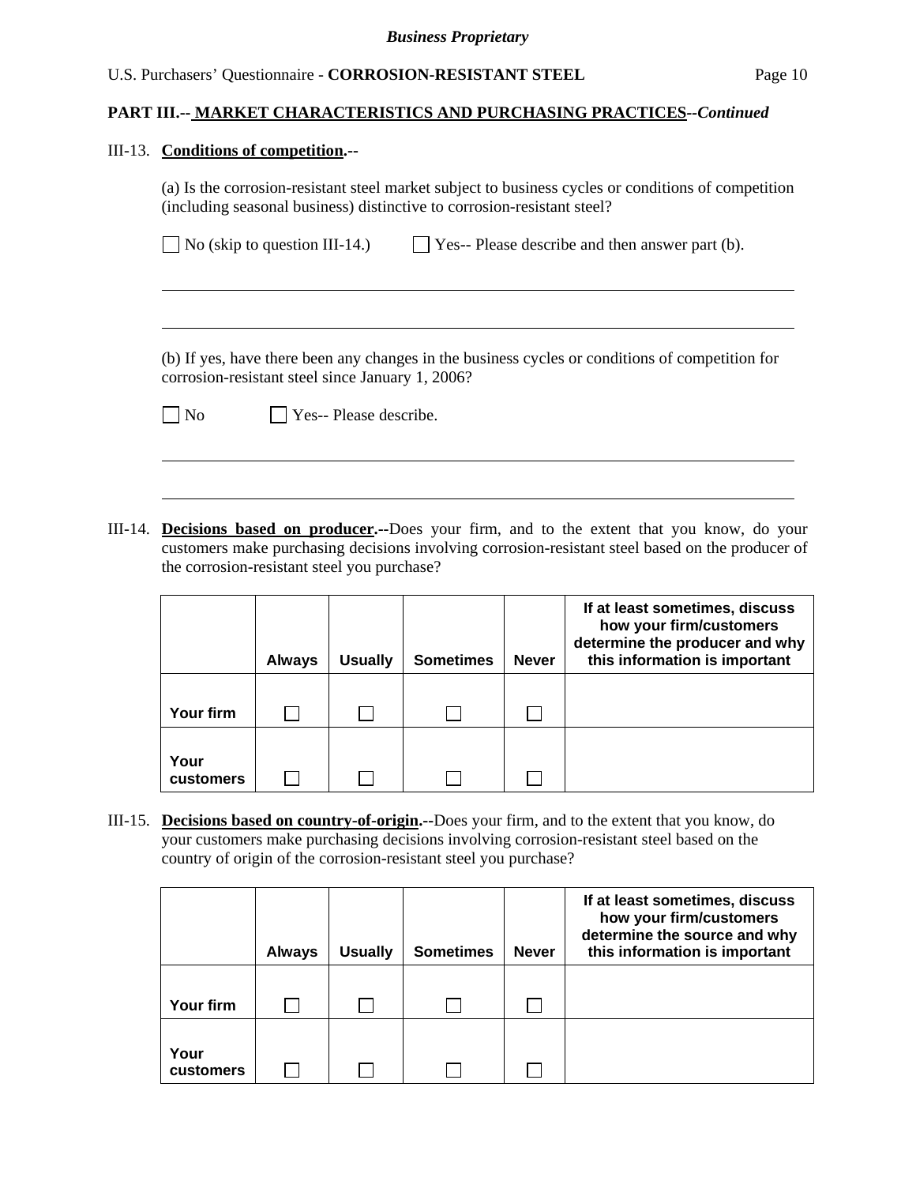## PART III.-- MARKET CHARACTERISTICS AND PURCHASING PRACTICES--*Continued*

III-13. **Conditions of competition.--**

(a) Is the corrosion-resistant steel market subject to business cycles or conditions of competition (including seasonal business) distinctive to corrosion-resistant steel?

☐ No (skip to question III-14.) ☐ Yes-- Please describe and then answer part (b).

_______________________________________________________________________________

_______________________________________________________________________________

(b) If yes, have there been any changes in the business cycles or conditions of competition for corrosion-resistant steel since January 1, 2006?

☐ No ☐ Yes-- Please describe.

_______________________________________________________________________________

_______________________________________________________________________________

III-14. **Decisions based on producer.--**Does your firm, and to the extent that you know, do your customers make purchasing decisions involving corrosion-resistant steel based on the producer of the corrosion-resistant steel you purchase?

| | Always | Usually | Sometimes | Never | If at least sometimes, discuss how your firm/customers determine the producer and why this information is important |
|---|---|---|---|---|---|
| **Your firm** | ☐ | ☐ | ☐ | ☐ | |
| **Your customers** | ☐ | ☐ | ☐ | ☐ | |

III-15. **Decisions based on country-of-origin.--**Does your firm, and to the extent that you know, do your customers make purchasing decisions involving corrosion-resistant steel based on the country of origin of the corrosion-resistant steel you purchase?

| | Always | Usually | Sometimes | Never | If at least sometimes, discuss how your firm/customers determine the source and why this information is important |
|---|---|---|---|---|---|
| **Your firm** | ☐ | ☐ | ☐ | ☐ | |
| **Your customers** | ☐ | ☐ | ☐ | ☐ | |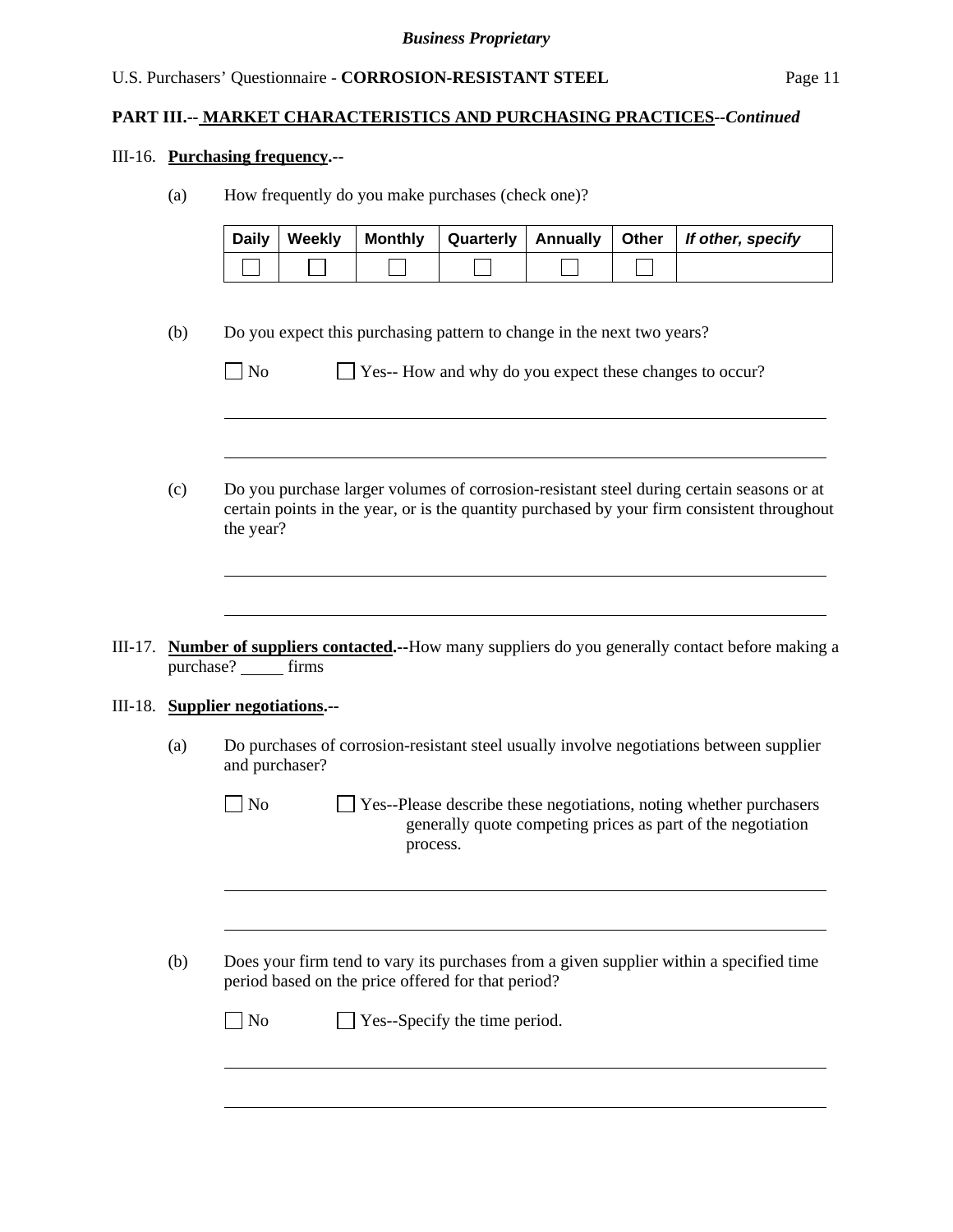*Business Proprietary*

**PART III.-- MARKET CHARACTERISTICS AND PURCHASING PRACTICES--*Continued***

III-16. **Purchasing frequency.--**

(a) How frequently do you make purchases (check one)?

| Daily | Weekly | Monthly | Quarterly | Annually | Other | *If other, specify* |
|---|---|---|---|---|---|---|
| ☐ | ☐ | ☐ | ☐ | ☐ | ☐ | |

(b) Do you expect this purchasing pattern to change in the next two years?

☐ No ☐ Yes-- How and why do you expect these changes to occur?

______________________________________________________________________

______________________________________________________________________

(c) Do you purchase larger volumes of corrosion-resistant steel during certain seasons or at certain points in the year, or is the quantity purchased by your firm consistent throughout the year?

______________________________________________________________________

______________________________________________________________________

III-17. **Number of suppliers contacted.--**How many suppliers do you generally contact before making a purchase? _____ firms

III-18. **Supplier negotiations.--**

(a) Do purchases of corrosion-resistant steel usually involve negotiations between supplier and purchaser?

☐ No ☐ Yes--Please describe these negotiations, noting whether purchasers generally quote competing prices as part of the negotiation process.

______________________________________________________________________

______________________________________________________________________

(b) Does your firm tend to vary its purchases from a given supplier within a specified time period based on the price offered for that period?

☐ No ☐ Yes--Specify the time period.

______________________________________________________________________

______________________________________________________________________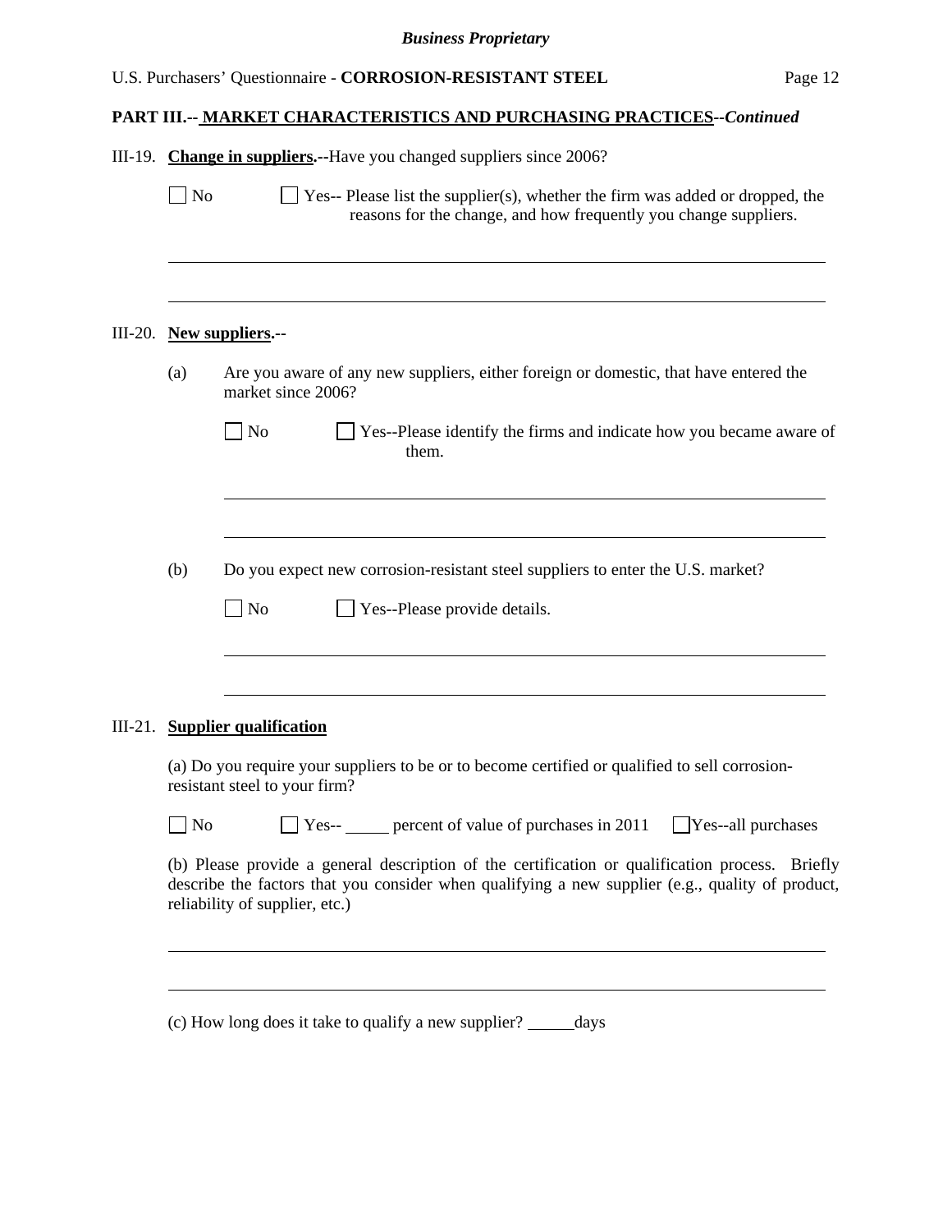## PART III.-- MARKET CHARACTERISTICS AND PURCHASING PRACTICES--*Continued*

III-19. **Change in suppliers.**--Have you changed suppliers since 2006?

☐ No ☐ Yes-- Please list the supplier(s), whether the firm was added or dropped, the reasons for the change, and how frequently you change suppliers.

______________________________________________________________________

______________________________________________________________________

III-20. **New suppliers.**--

(a) Are you aware of any new suppliers, either foreign or domestic, that have entered the market since 2006?

☐ No ☐ Yes--Please identify the firms and indicate how you became aware of them.

______________________________________________________________________

______________________________________________________________________

(b) Do you expect new corrosion-resistant steel suppliers to enter the U.S. market?

☐ No ☐ Yes--Please provide details.

______________________________________________________________________

______________________________________________________________________

III-21. **Supplier qualification**

(a) Do you require your suppliers to be or to become certified or qualified to sell corrosion-resistant steel to your firm?

☐ No ☐ Yes-- _____ percent of value of purchases in 2011 ☐ Yes--all purchases

(b) Please provide a general description of the certification or qualification process. Briefly describe the factors that you consider when qualifying a new supplier (e.g., quality of product, reliability of supplier, etc.)

______________________________________________________________________

______________________________________________________________________

(c) How long does it take to qualify a new supplier? _____days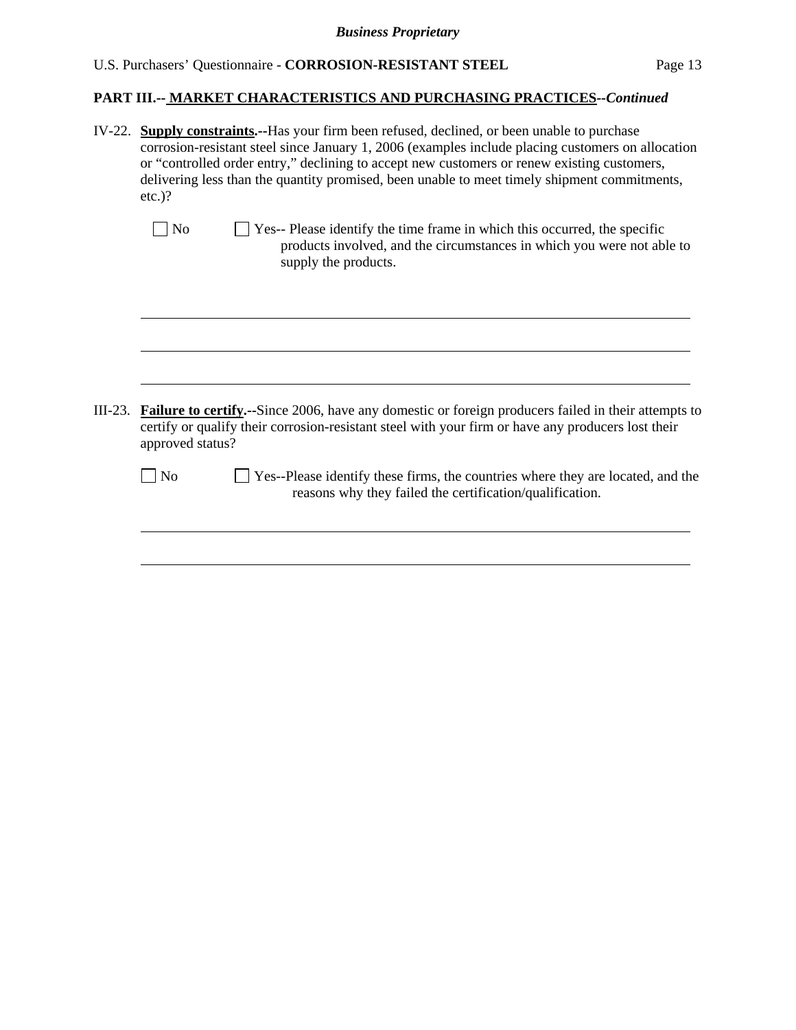## PART III.-- MARKET CHARACTERISTICS AND PURCHASING PRACTICES--*Continued*

IV-22. **Supply constraints.**--Has your firm been refused, declined, or been unable to purchase corrosion-resistant steel since January 1, 2006 (examples include placing customers on allocation or "controlled order entry," declining to accept new customers or renew existing customers, delivering less than the quantity promised, been unable to meet timely shipment commitments, etc.)?

☐ No ☐ Yes-- Please identify the time frame in which this occurred, the specific products involved, and the circumstances in which you were not able to supply the products.

\_\_\_\_\_\_\_\_\_\_\_\_\_\_\_\_\_\_\_\_\_\_\_\_\_\_\_\_\_\_\_\_\_\_\_\_\_\_\_\_\_\_\_\_\_\_\_\_\_\_\_\_\_\_\_\_\_\_\_\_\_\_\_\_\_\_\_\_\_\_\_\_

\_\_\_\_\_\_\_\_\_\_\_\_\_\_\_\_\_\_\_\_\_\_\_\_\_\_\_\_\_\_\_\_\_\_\_\_\_\_\_\_\_\_\_\_\_\_\_\_\_\_\_\_\_\_\_\_\_\_\_\_\_\_\_\_\_\_\_\_\_\_\_\_

\_\_\_\_\_\_\_\_\_\_\_\_\_\_\_\_\_\_\_\_\_\_\_\_\_\_\_\_\_\_\_\_\_\_\_\_\_\_\_\_\_\_\_\_\_\_\_\_\_\_\_\_\_\_\_\_\_\_\_\_\_\_\_\_\_\_\_\_\_\_\_\_

III-23. **Failure to certify.**--Since 2006, have any domestic or foreign producers failed in their attempts to certify or qualify their corrosion-resistant steel with your firm or have any producers lost their approved status?

☐ No ☐ Yes--Please identify these firms, the countries where they are located, and the reasons why they failed the certification/qualification.

\_\_\_\_\_\_\_\_\_\_\_\_\_\_\_\_\_\_\_\_\_\_\_\_\_\_\_\_\_\_\_\_\_\_\_\_\_\_\_\_\_\_\_\_\_\_\_\_\_\_\_\_\_\_\_\_\_\_\_\_\_\_\_\_\_\_\_\_\_\_\_\_

\_\_\_\_\_\_\_\_\_\_\_\_\_\_\_\_\_\_\_\_\_\_\_\_\_\_\_\_\_\_\_\_\_\_\_\_\_\_\_\_\_\_\_\_\_\_\_\_\_\_\_\_\_\_\_\_\_\_\_\_\_\_\_\_\_\_\_\_\_\_\_\_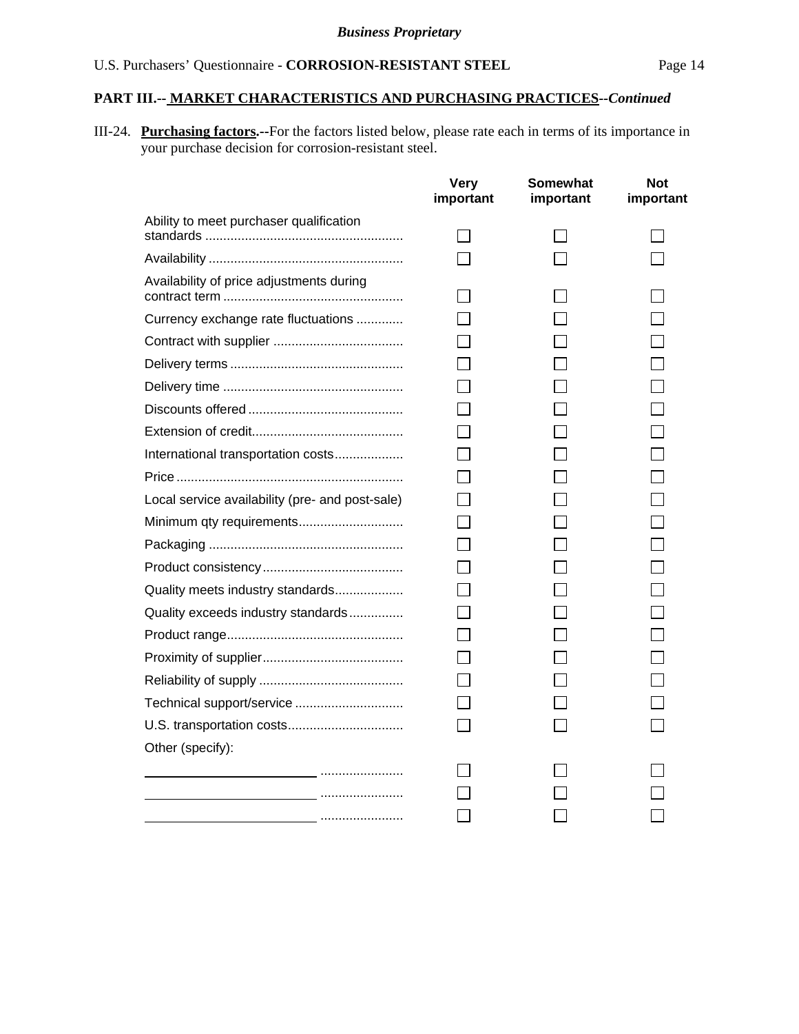*Business Proprietary*

U.S. Purchasers' Questionnaire - **CORROSION-RESISTANT STEEL**

**PART III.-- MARKET CHARACTERISTICS AND PURCHASING PRACTICES**--*Continued*

III-24. **Purchasing factors.**--For the factors listed below, please rate each in terms of its importance in your purchase decision for corrosion-resistant steel.

| | Very important | Somewhat important | Not important |
|---|---|---|---|
| Ability to meet purchaser qualification standards | ☐ | ☐ | ☐ |
| Availability | ☐ | ☐ | ☐ |
| Availability of price adjustments during contract term | ☐ | ☐ | ☐ |
| Currency exchange rate fluctuations | ☐ | ☐ | ☐ |
| Contract with supplier | ☐ | ☐ | ☐ |
| Delivery terms | ☐ | ☐ | ☐ |
| Delivery time | ☐ | ☐ | ☐ |
| Discounts offered | ☐ | ☐ | ☐ |
| Extension of credit | ☐ | ☐ | ☐ |
| International transportation costs | ☐ | ☐ | ☐ |
| Price | ☐ | ☐ | ☐ |
| Local service availability (pre- and post-sale) | ☐ | ☐ | ☐ |
| Minimum qty requirements | ☐ | ☐ | ☐ |
| Packaging | ☐ | ☐ | ☐ |
| Product consistency | ☐ | ☐ | ☐ |
| Quality meets industry standards | ☐ | ☐ | ☐ |
| Quality exceeds industry standards | ☐ | ☐ | ☐ |
| Product range | ☐ | ☐ | ☐ |
| Proximity of supplier | ☐ | ☐ | ☐ |
| Reliability of supply | ☐ | ☐ | ☐ |
| Technical support/service | ☐ | ☐ | ☐ |
| U.S. transportation costs | ☐ | ☐ | ☐ |
| Other (specify): | | | |
| ______________________ | ☐ | ☐ | ☐ |
| ______________________ | ☐ | ☐ | ☐ |
| ______________________ | ☐ | ☐ | ☐ |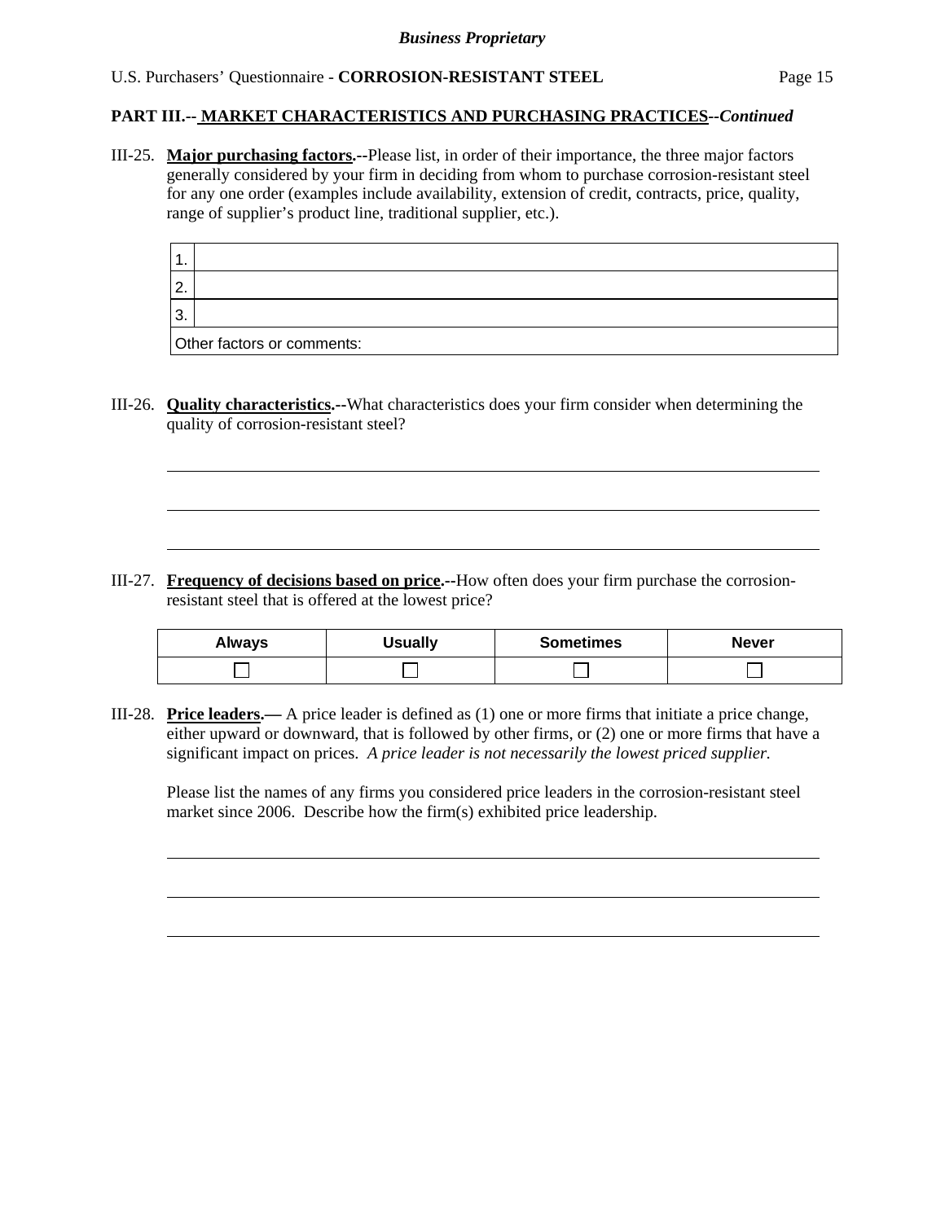**PART III.-- MARKET CHARACTERISTICS AND PURCHASING PRACTICES--*Continued***

III-25. **Major purchasing factors.**--Please list, in order of their importance, the three major factors generally considered by your firm in deciding from whom to purchase corrosion-resistant steel for any one order (examples include availability, extension of credit, contracts, price, quality, range of supplier's product line, traditional supplier, etc.).

| | |
|---|---|
| 1. | |
| 2. | |
| 3. | |
| Other factors or comments: | |

III-26. **Quality characteristics.**--What characteristics does your firm consider when determining the quality of corrosion-resistant steel?

______________________________________________________________________

______________________________________________________________________

______________________________________________________________________

III-27. **Frequency of decisions based on price.**--How often does your firm purchase the corrosion-resistant steel that is offered at the lowest price?

| Always | Usually | Sometimes | Never |
|---|---|---|---|
| ☐ | ☐ | ☐ | ☐ |

III-28. **Price leaders.**— A price leader is defined as (1) one or more firms that initiate a price change, either upward or downward, that is followed by other firms, or (2) one or more firms that have a significant impact on prices. *A price leader is not necessarily the lowest priced supplier.*

Please list the names of any firms you considered price leaders in the corrosion-resistant steel market since 2006. Describe how the firm(s) exhibited price leadership.

______________________________________________________________________

______________________________________________________________________

______________________________________________________________________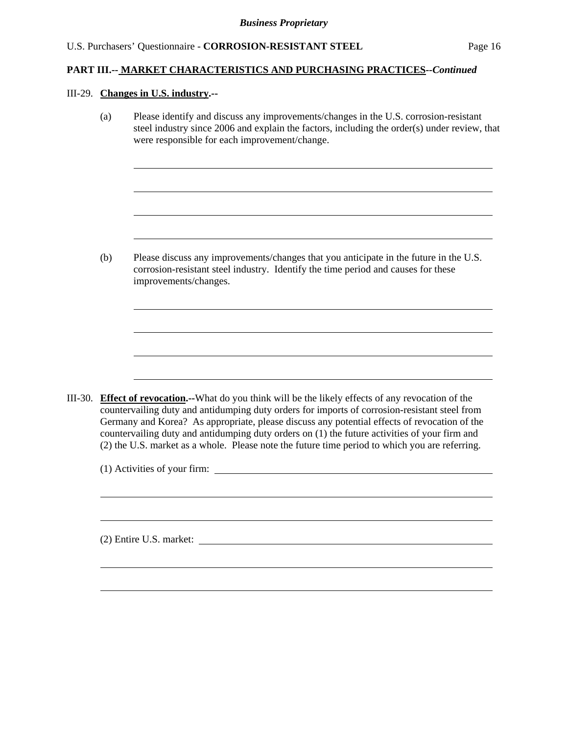**PART III.-- MARKET CHARACTERISTICS AND PURCHASING PRACTICES--*Continued***

III-29. **Changes in U.S. industry.--**

(a) Please identify and discuss any improvements/changes in the U.S. corrosion-resistant steel industry since 2006 and explain the factors, including the order(s) under review, that were responsible for each improvement/change.

\_\_\_\_\_\_\_\_\_\_\_\_\_\_\_\_\_\_\_\_\_\_\_\_\_\_\_\_\_\_\_\_\_\_\_\_\_\_\_\_\_\_\_\_\_\_\_\_\_\_\_\_\_\_\_\_\_\_\_\_

\_\_\_\_\_\_\_\_\_\_\_\_\_\_\_\_\_\_\_\_\_\_\_\_\_\_\_\_\_\_\_\_\_\_\_\_\_\_\_\_\_\_\_\_\_\_\_\_\_\_\_\_\_\_\_\_\_\_\_\_

\_\_\_\_\_\_\_\_\_\_\_\_\_\_\_\_\_\_\_\_\_\_\_\_\_\_\_\_\_\_\_\_\_\_\_\_\_\_\_\_\_\_\_\_\_\_\_\_\_\_\_\_\_\_\_\_\_\_\_\_

\_\_\_\_\_\_\_\_\_\_\_\_\_\_\_\_\_\_\_\_\_\_\_\_\_\_\_\_\_\_\_\_\_\_\_\_\_\_\_\_\_\_\_\_\_\_\_\_\_\_\_\_\_\_\_\_\_\_\_\_

(b) Please discuss any improvements/changes that you anticipate in the future in the U.S. corrosion-resistant steel industry. Identify the time period and causes for these improvements/changes.

\_\_\_\_\_\_\_\_\_\_\_\_\_\_\_\_\_\_\_\_\_\_\_\_\_\_\_\_\_\_\_\_\_\_\_\_\_\_\_\_\_\_\_\_\_\_\_\_\_\_\_\_\_\_\_\_\_\_\_\_

\_\_\_\_\_\_\_\_\_\_\_\_\_\_\_\_\_\_\_\_\_\_\_\_\_\_\_\_\_\_\_\_\_\_\_\_\_\_\_\_\_\_\_\_\_\_\_\_\_\_\_\_\_\_\_\_\_\_\_\_

\_\_\_\_\_\_\_\_\_\_\_\_\_\_\_\_\_\_\_\_\_\_\_\_\_\_\_\_\_\_\_\_\_\_\_\_\_\_\_\_\_\_\_\_\_\_\_\_\_\_\_\_\_\_\_\_\_\_\_\_

\_\_\_\_\_\_\_\_\_\_\_\_\_\_\_\_\_\_\_\_\_\_\_\_\_\_\_\_\_\_\_\_\_\_\_\_\_\_\_\_\_\_\_\_\_\_\_\_\_\_\_\_\_\_\_\_\_\_\_\_

III-30. **Effect of revocation.--**What do you think will be the likely effects of any revocation of the countervailing duty and antidumping duty orders for imports of corrosion-resistant steel from Germany and Korea? As appropriate, please discuss any potential effects of revocation of the countervailing duty and antidumping duty orders on (1) the future activities of your firm and (2) the U.S. market as a whole. Please note the future time period to which you are referring.

(1) Activities of your firm: \_\_\_\_\_\_\_\_\_\_\_\_\_\_\_\_\_\_\_\_\_\_\_\_\_\_\_\_\_\_\_\_\_\_\_\_\_\_\_\_

\_\_\_\_\_\_\_\_\_\_\_\_\_\_\_\_\_\_\_\_\_\_\_\_\_\_\_\_\_\_\_\_\_\_\_\_\_\_\_\_\_\_\_\_\_\_\_\_\_\_\_\_\_\_\_\_\_\_\_\_

\_\_\_\_\_\_\_\_\_\_\_\_\_\_\_\_\_\_\_\_\_\_\_\_\_\_\_\_\_\_\_\_\_\_\_\_\_\_\_\_\_\_\_\_\_\_\_\_\_\_\_\_\_\_\_\_\_\_\_\_

(2) Entire U.S. market: \_\_\_\_\_\_\_\_\_\_\_\_\_\_\_\_\_\_\_\_\_\_\_\_\_\_\_\_\_\_\_\_\_\_\_\_\_\_\_\_\_\_

\_\_\_\_\_\_\_\_\_\_\_\_\_\_\_\_\_\_\_\_\_\_\_\_\_\_\_\_\_\_\_\_\_\_\_\_\_\_\_\_\_\_\_\_\_\_\_\_\_\_\_\_\_\_\_\_\_\_\_\_

\_\_\_\_\_\_\_\_\_\_\_\_\_\_\_\_\_\_\_\_\_\_\_\_\_\_\_\_\_\_\_\_\_\_\_\_\_\_\_\_\_\_\_\_\_\_\_\_\_\_\_\_\_\_\_\_\_\_\_\_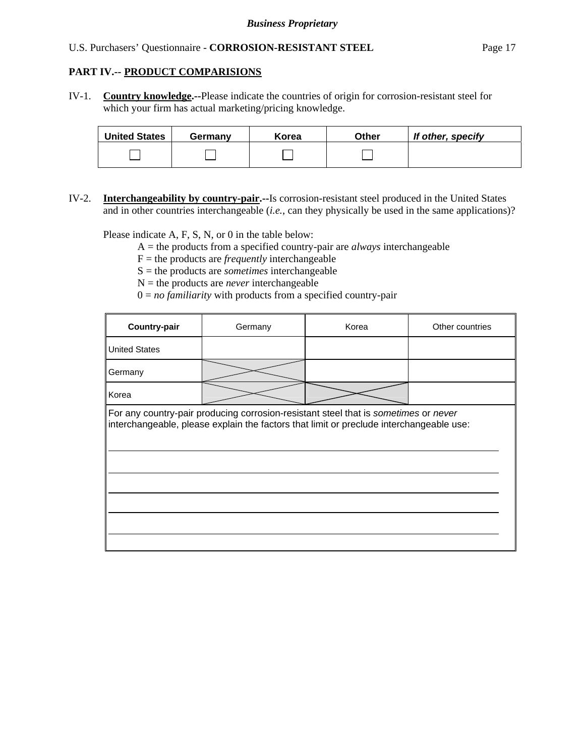*Business Proprietary*

U.S. Purchasers' Questionnaire - **CORROSION-RESISTANT STEEL**

## PART IV.-- PRODUCT COMPARISIONS

IV-1. **Country knowledge.--**Please indicate the countries of origin for corrosion-resistant steel for which your firm has actual marketing/pricing knowledge.

| United States | Germany | Korea | Other | *If other, specify* |
|---|---|---|---|---|
| ☐ | ☐ | ☐ | ☐ | |

IV-2. **Interchangeability by country-pair.--**Is corrosion-resistant steel produced in the United States and in other countries interchangeable (*i.e.*, can they physically be used in the same applications)?

Please indicate A, F, S, N, or 0 in the table below:

A = the products from a specified country-pair are *always* interchangeable
F = the products are *frequently* interchangeable
S = the products are *sometimes* interchangeable
N = the products are *never* interchangeable
0 = *no familiarity* with products from a specified country-pair

| Country-pair | Germany | Korea | Other countries |
|---|---|---|---|
| United States | | | |
| Germany | X | | |
| Korea | X | X | |

For any country-pair producing corrosion-resistant steel that is *sometimes* or *never* interchangeable, please explain the factors that limit or preclude interchangeable use:

______________________________________________________________________

______________________________________________________________________

______________________________________________________________________

______________________________________________________________________

______________________________________________________________________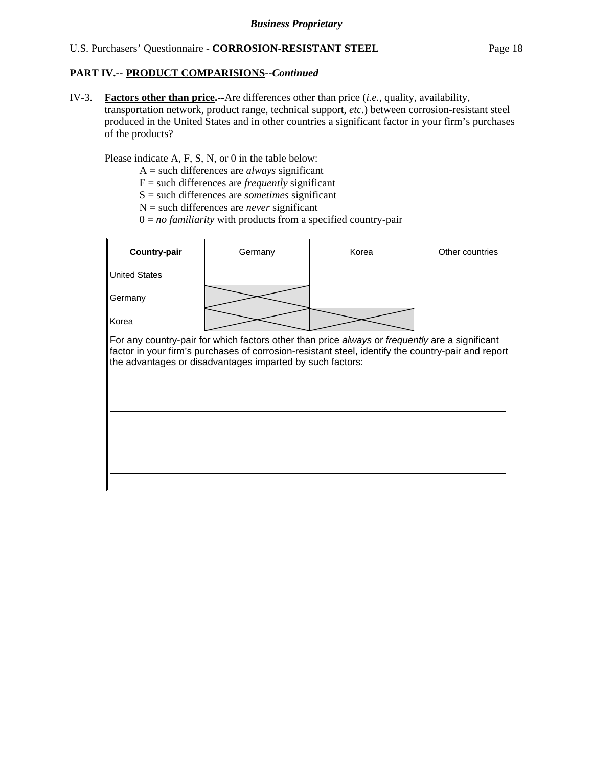**Business Proprietary**

U.S. Purchasers' Questionnaire - **CORROSION-RESISTANT STEEL**

## PART IV.-- PRODUCT COMPARISIONS--*Continued*

IV-3. **Factors other than price.--**Are differences other than price (*i.e.*, quality, availability, transportation network, product range, technical support, *etc.*) between corrosion-resistant steel produced in the United States and in other countries a significant factor in your firm's purchases of the products?

Please indicate A, F, S, N, or 0 in the table below:

- A = such differences are *always* significant
- F = such differences are *frequently* significant
- S = such differences are *sometimes* significant
- N = such differences are *never* significant
- 0 = *no familiarity* with products from a specified country-pair

| **Country-pair** | Germany | Korea | Other countries |
|---|---|---|---|
| United States | | | |
| Germany | X | | |
| Korea | X | X | |

For any country-pair for which factors other than price *always* or *frequently* are a significant factor in your firm's purchases of corrosion-resistant steel, identify the country-pair and report the advantages or disadvantages imparted by such factors:

______________________________________________________________________

______________________________________________________________________

______________________________________________________________________

______________________________________________________________________

______________________________________________________________________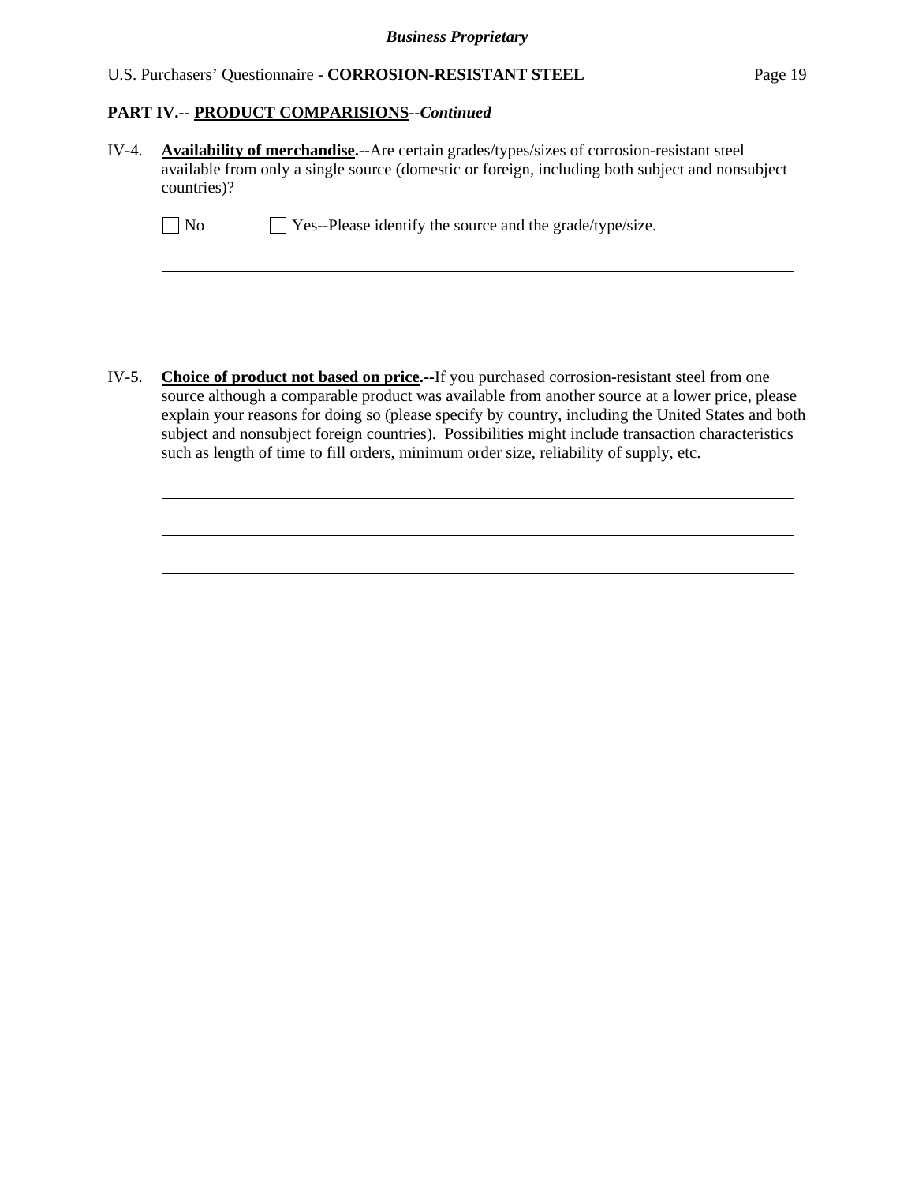**PART IV.-- PRODUCT COMPARISIONS--*Continued***

IV-4. **Availability of merchandise.--**Are certain grades/types/sizes of corrosion-resistant steel available from only a single source (domestic or foreign, including both subject and nonsubject countries)?

☐ No ☐ Yes--Please identify the source and the grade/type/size.

\_\_\_\_\_\_\_\_\_\_\_\_\_\_\_\_\_\_\_\_\_\_\_\_\_\_\_\_\_\_\_\_\_\_\_\_\_\_\_\_\_\_\_\_\_\_\_\_\_\_\_\_\_\_\_\_\_\_\_\_\_\_\_\_\_\_\_\_\_\_\_\_

\_\_\_\_\_\_\_\_\_\_\_\_\_\_\_\_\_\_\_\_\_\_\_\_\_\_\_\_\_\_\_\_\_\_\_\_\_\_\_\_\_\_\_\_\_\_\_\_\_\_\_\_\_\_\_\_\_\_\_\_\_\_\_\_\_\_\_\_\_\_\_\_

\_\_\_\_\_\_\_\_\_\_\_\_\_\_\_\_\_\_\_\_\_\_\_\_\_\_\_\_\_\_\_\_\_\_\_\_\_\_\_\_\_\_\_\_\_\_\_\_\_\_\_\_\_\_\_\_\_\_\_\_\_\_\_\_\_\_\_\_\_\_\_\_

IV-5. **Choice of product not based on price.--**If you purchased corrosion-resistant steel from one source although a comparable product was available from another source at a lower price, please explain your reasons for doing so (please specify by country, including the United States and both subject and nonsubject foreign countries). Possibilities might include transaction characteristics such as length of time to fill orders, minimum order size, reliability of supply, etc.

\_\_\_\_\_\_\_\_\_\_\_\_\_\_\_\_\_\_\_\_\_\_\_\_\_\_\_\_\_\_\_\_\_\_\_\_\_\_\_\_\_\_\_\_\_\_\_\_\_\_\_\_\_\_\_\_\_\_\_\_\_\_\_\_\_\_\_\_\_\_\_\_

\_\_\_\_\_\_\_\_\_\_\_\_\_\_\_\_\_\_\_\_\_\_\_\_\_\_\_\_\_\_\_\_\_\_\_\_\_\_\_\_\_\_\_\_\_\_\_\_\_\_\_\_\_\_\_\_\_\_\_\_\_\_\_\_\_\_\_\_\_\_\_\_

\_\_\_\_\_\_\_\_\_\_\_\_\_\_\_\_\_\_\_\_\_\_\_\_\_\_\_\_\_\_\_\_\_\_\_\_\_\_\_\_\_\_\_\_\_\_\_\_\_\_\_\_\_\_\_\_\_\_\_\_\_\_\_\_\_\_\_\_\_\_\_\_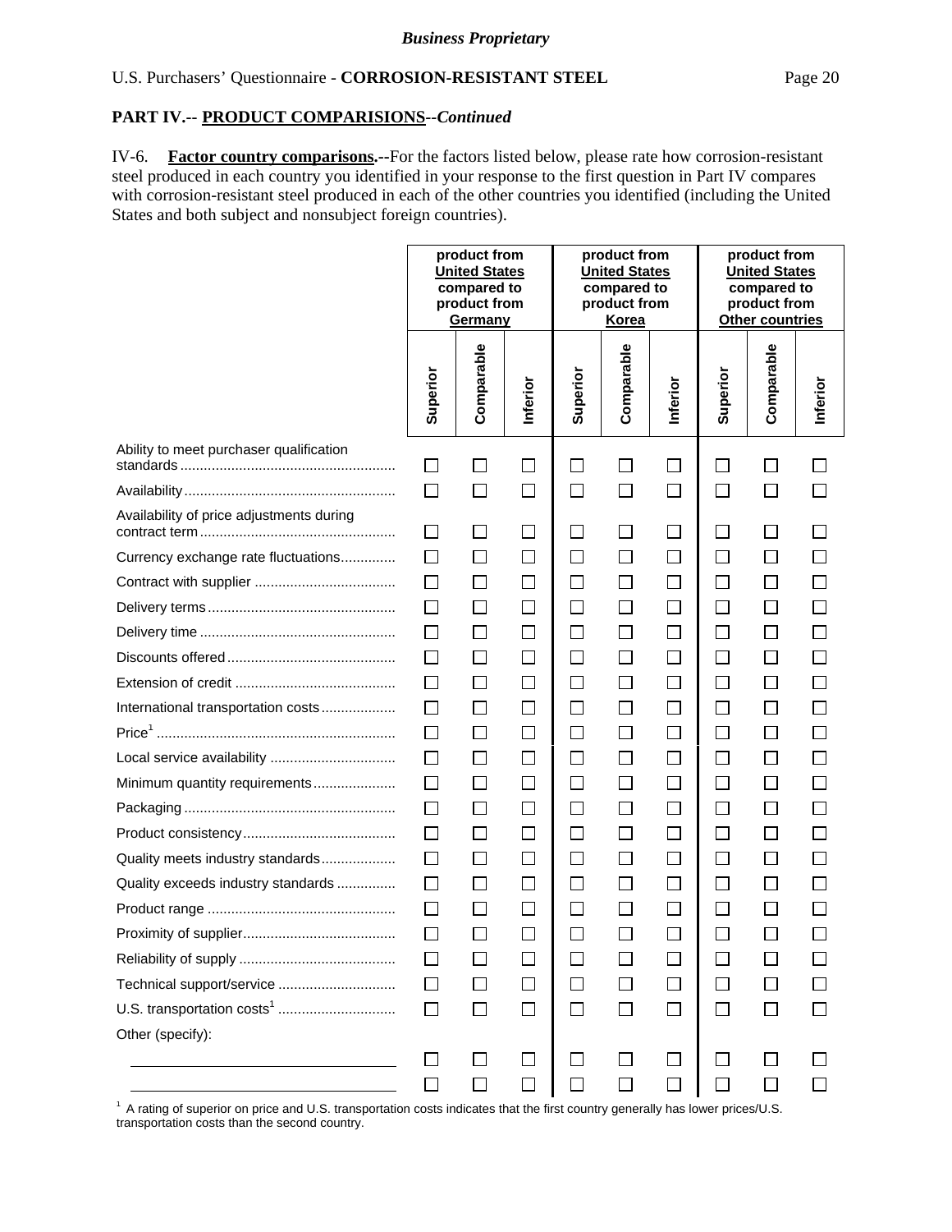*Business Proprietary*

U.S. Purchasers' Questionnaire - **CORROSION-RESISTANT STEEL**

**PART IV.-- PRODUCT COMPARISIONS--*Continued***

IV-6. **Factor country comparisons.--**For the factors listed below, please rate how corrosion-resistant steel produced in each country you identified in your response to the first question in Part IV compares with corrosion-resistant steel produced in each of the other countries you identified (including the United States and both subject and nonsubject foreign countries).

| | product from United States compared to product from Germany | | | product from United States compared to product from Korea | | | product from United States compared to product from Other countries | | |
|---|---|---|---|---|---|---|---|---|---|
| | Superior | Comparable | Inferior | Superior | Comparable | Inferior | Superior | Comparable | Inferior |
| Ability to meet purchaser qualification standards | ☐ | ☐ | ☐ | ☐ | ☐ | ☐ | ☐ | ☐ | ☐ |
| Availability | ☐ | ☐ | ☐ | ☐ | ☐ | ☐ | ☐ | ☐ | ☐ |
| Availability of price adjustments during contract term | ☐ | ☐ | ☐ | ☐ | ☐ | ☐ | ☐ | ☐ | ☐ |
| Currency exchange rate fluctuations | ☐ | ☐ | ☐ | ☐ | ☐ | ☐ | ☐ | ☐ | ☐ |
| Contract with supplier | ☐ | ☐ | ☐ | ☐ | ☐ | ☐ | ☐ | ☐ | ☐ |
| Delivery terms | ☐ | ☐ | ☐ | ☐ | ☐ | ☐ | ☐ | ☐ | ☐ |
| Delivery time | ☐ | ☐ | ☐ | ☐ | ☐ | ☐ | ☐ | ☐ | ☐ |
| Discounts offered | ☐ | ☐ | ☐ | ☐ | ☐ | ☐ | ☐ | ☐ | ☐ |
| Extension of credit | ☐ | ☐ | ☐ | ☐ | ☐ | ☐ | ☐ | ☐ | ☐ |
| International transportation costs | ☐ | ☐ | ☐ | ☐ | ☐ | ☐ | ☐ | ☐ | ☐ |
| Price[1] | ☐ | ☐ | ☐ | ☐ | ☐ | ☐ | ☐ | ☐ | ☐ |
| Local service availability | ☐ | ☐ | ☐ | ☐ | ☐ | ☐ | ☐ | ☐ | ☐ |
| Minimum quantity requirements | ☐ | ☐ | ☐ | ☐ | ☐ | ☐ | ☐ | ☐ | ☐ |
| Packaging | ☐ | ☐ | ☐ | ☐ | ☐ | ☐ | ☐ | ☐ | ☐ |
| Product consistency | ☐ | ☐ | ☐ | ☐ | ☐ | ☐ | ☐ | ☐ | ☐ |
| Quality meets industry standards | ☐ | ☐ | ☐ | ☐ | ☐ | ☐ | ☐ | ☐ | ☐ |
| Quality exceeds industry standards | ☐ | ☐ | ☐ | ☐ | ☐ | ☐ | ☐ | ☐ | ☐ |
| Product range | ☐ | ☐ | ☐ | ☐ | ☐ | ☐ | ☐ | ☐ | ☐ |
| Proximity of supplier | ☐ | ☐ | ☐ | ☐ | ☐ | ☐ | ☐ | ☐ | ☐ |
| Reliability of supply | ☐ | ☐ | ☐ | ☐ | ☐ | ☐ | ☐ | ☐ | ☐ |
| Technical support/service | ☐ | ☐ | ☐ | ☐ | ☐ | ☐ | ☐ | ☐ | ☐ |
| U.S. transportation costs[1] | ☐ | ☐ | ☐ | ☐ | ☐ | ☐ | ☐ | ☐ | ☐ |
| Other (specify): | | | | | | | | | |
| ______________________ | ☐ | ☐ | ☐ | ☐ | ☐ | ☐ | ☐ | ☐ | ☐ |
| ______________________ | ☐ | ☐ | ☐ | ☐ | ☐ | ☐ | ☐ | ☐ | ☐ |

[1] A rating of superior on price and U.S. transportation costs indicates that the first country generally has lower prices/U.S. transportation costs than the second country.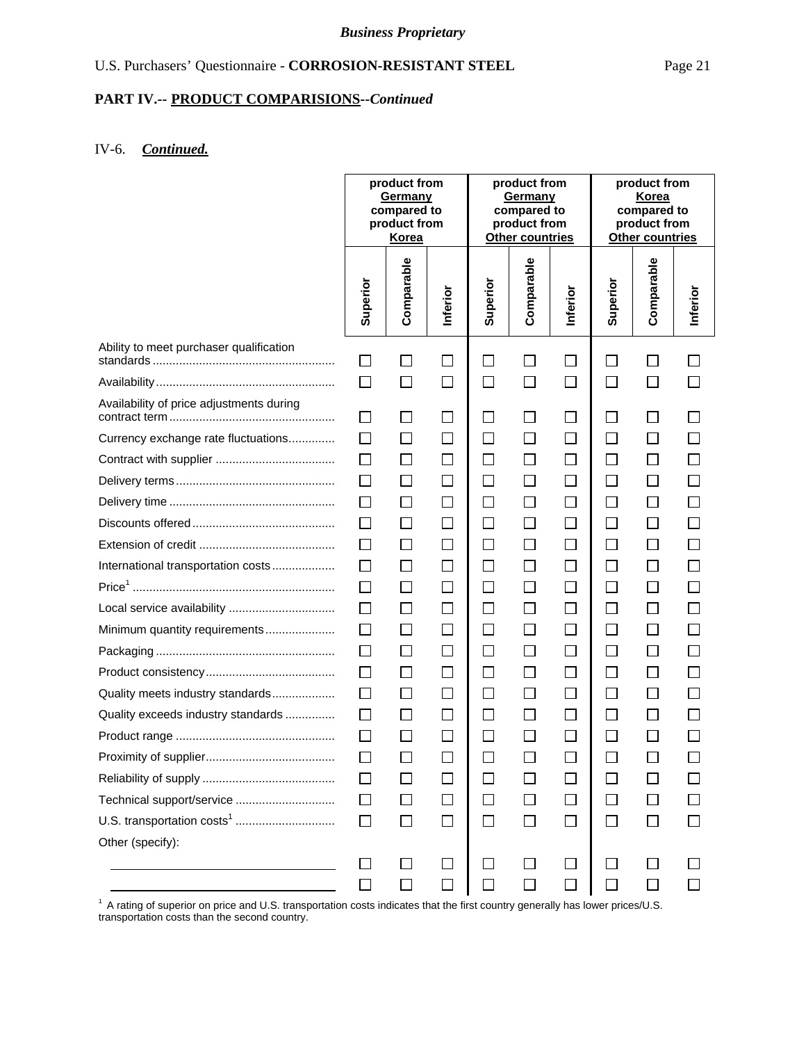*Business Proprietary*

## PART IV.-- PRODUCT COMPARISIONS--*Continued*

IV-6. ***Continued.***

| | product from Germany compared to product from Korea | | | product from Germany compared to product from Other countries | | | product from Korea compared to product from Other countries | | |
|---|---|---|---|---|---|---|---|---|---|
| | Superior | Comparable | Inferior | Superior | Comparable | Inferior | Superior | Comparable | Inferior |
| Ability to meet purchaser qualification standards | ☐ | ☐ | ☐ | ☐ | ☐ | ☐ | ☐ | ☐ | ☐ |
| Availability | ☐ | ☐ | ☐ | ☐ | ☐ | ☐ | ☐ | ☐ | ☐ |
| Availability of price adjustments during contract term | ☐ | ☐ | ☐ | ☐ | ☐ | ☐ | ☐ | ☐ | ☐ |
| Currency exchange rate fluctuations | ☐ | ☐ | ☐ | ☐ | ☐ | ☐ | ☐ | ☐ | ☐ |
| Contract with supplier | ☐ | ☐ | ☐ | ☐ | ☐ | ☐ | ☐ | ☐ | ☐ |
| Delivery terms | ☐ | ☐ | ☐ | ☐ | ☐ | ☐ | ☐ | ☐ | ☐ |
| Delivery time | ☐ | ☐ | ☐ | ☐ | ☐ | ☐ | ☐ | ☐ | ☐ |
| Discounts offered | ☐ | ☐ | ☐ | ☐ | ☐ | ☐ | ☐ | ☐ | ☐ |
| Extension of credit | ☐ | ☐ | ☐ | ☐ | ☐ | ☐ | ☐ | ☐ | ☐ |
| International transportation costs | ☐ | ☐ | ☐ | ☐ | ☐ | ☐ | ☐ | ☐ | ☐ |
| Price[1] | ☐ | ☐ | ☐ | ☐ | ☐ | ☐ | ☐ | ☐ | ☐ |
| Local service availability | ☐ | ☐ | ☐ | ☐ | ☐ | ☐ | ☐ | ☐ | ☐ |
| Minimum quantity requirements | ☐ | ☐ | ☐ | ☐ | ☐ | ☐ | ☐ | ☐ | ☐ |
| Packaging | ☐ | ☐ | ☐ | ☐ | ☐ | ☐ | ☐ | ☐ | ☐ |
| Product consistency | ☐ | ☐ | ☐ | ☐ | ☐ | ☐ | ☐ | ☐ | ☐ |
| Quality meets industry standards | ☐ | ☐ | ☐ | ☐ | ☐ | ☐ | ☐ | ☐ | ☐ |
| Quality exceeds industry standards | ☐ | ☐ | ☐ | ☐ | ☐ | ☐ | ☐ | ☐ | ☐ |
| Product range | ☐ | ☐ | ☐ | ☐ | ☐ | ☐ | ☐ | ☐ | ☐ |
| Proximity of supplier | ☐ | ☐ | ☐ | ☐ | ☐ | ☐ | ☐ | ☐ | ☐ |
| Reliability of supply | ☐ | ☐ | ☐ | ☐ | ☐ | ☐ | ☐ | ☐ | ☐ |
| Technical support/service | ☐ | ☐ | ☐ | ☐ | ☐ | ☐ | ☐ | ☐ | ☐ |
| U.S. transportation costs[1] | ☐ | ☐ | ☐ | ☐ | ☐ | ☐ | ☐ | ☐ | ☐ |
| Other (specify): | | | | | | | | | |
| ______________________ | ☐ | ☐ | ☐ | ☐ | ☐ | ☐ | ☐ | ☐ | ☐ |
| ______________________ | ☐ | ☐ | ☐ | ☐ | ☐ | ☐ | ☐ | ☐ | ☐ |

[1] A rating of superior on price and U.S. transportation costs indicates that the first country generally has lower prices/U.S. transportation costs than the second country.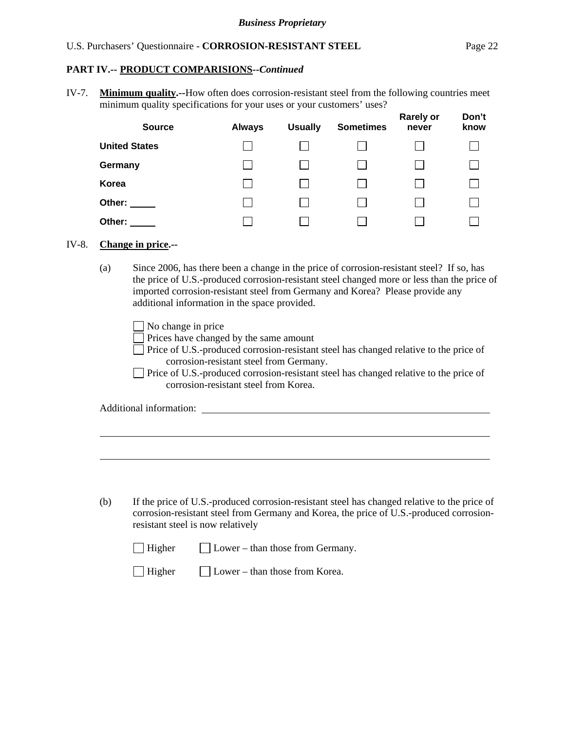**PART IV.-- PRODUCT COMPARISIONS--*Continued***

IV-7. **Minimum quality.--**How often does corrosion-resistant steel from the following countries meet minimum quality specifications for your uses or your customers' uses?

| Source | Always | Usually | Sometimes | Rarely or never | Don't know |
|---|---|---|---|---|---|
| **United States** | ☐ | ☐ | ☐ | ☐ | ☐ |
| **Germany** | ☐ | ☐ | ☐ | ☐ | ☐ |
| **Korea** | ☐ | ☐ | ☐ | ☐ | ☐ |
| **Other:** _____ | ☐ | ☐ | ☐ | ☐ | ☐ |
| **Other:** _____ | ☐ | ☐ | ☐ | ☐ | ☐ |

IV-8. **Change in price.--**

(a) Since 2006, has there been a change in the price of corrosion-resistant steel? If so, has the price of U.S.-produced corrosion-resistant steel changed more or less than the price of imported corrosion-resistant steel from Germany and Korea? Please provide any additional information in the space provided.

☐ No change in price
☐ Prices have changed by the same amount
☐ Price of U.S.-produced corrosion-resistant steel has changed relative to the price of corrosion-resistant steel from Germany.
☐ Price of U.S.-produced corrosion-resistant steel has changed relative to the price of corrosion-resistant steel from Korea.

Additional information: ____________________________________________

____________________________________________

____________________________________________

(b) If the price of U.S.-produced corrosion-resistant steel has changed relative to the price of corrosion-resistant steel from Germany and Korea, the price of U.S.-produced corrosion-resistant steel is now relatively

☐ Higher ☐ Lower – than those from Germany.

☐ Higher ☐ Lower – than those from Korea.